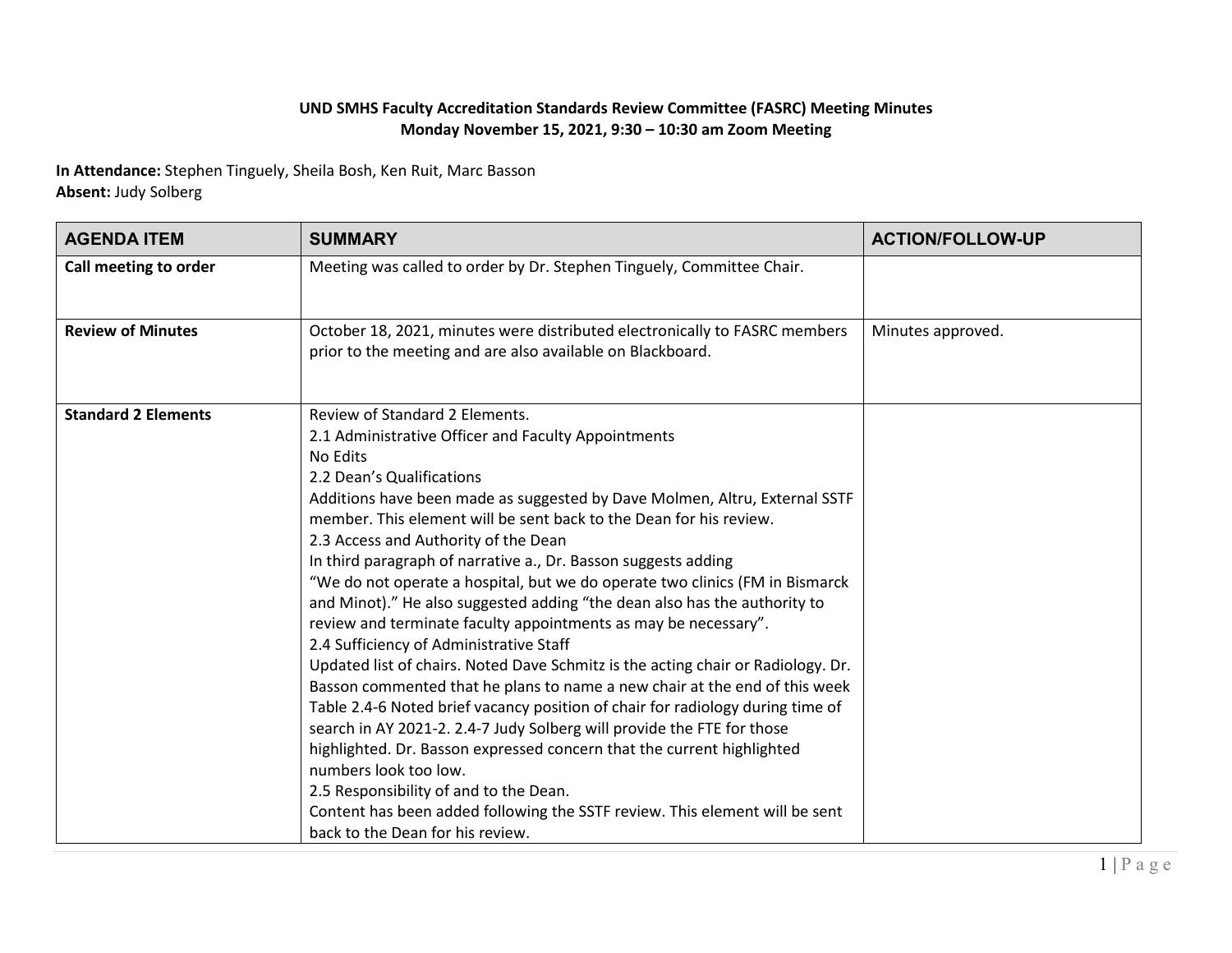**UND SMHS Faculty Accreditation Standards Review Committee (FASRC) Meeting Minutes**
**Monday November 15, 2021, 9:30 – 10:30 am Zoom Meeting**

**In Attendance:** Stephen Tinguely, Sheila Bosh, Ken Ruit, Marc Basson
**Absent:** Judy Solberg

| AGENDA ITEM | SUMMARY | ACTION/FOLLOW-UP |
|---|---|---|
| **Call meeting to order** | Meeting was called to order by Dr. Stephen Tinguely, Committee Chair. | |
| **Review of Minutes** | October 18, 2021, minutes were distributed electronically to FASRC members prior to the meeting and are also available on Blackboard. | Minutes approved. |
| **Standard 2 Elements** | Review of Standard 2 Elements.<br>2.1 Administrative Officer and Faculty Appointments<br>No Edits<br>2.2 Dean's Qualifications<br>Additions have been made as suggested by Dave Molmen, Altru, External SSTF member. This element will be sent back to the Dean for his review.<br>2.3 Access and Authority of the Dean<br>In third paragraph of narrative a., Dr. Basson suggests adding "We do not operate a hospital, but we do operate two clinics (FM in Bismarck and Minot)." He also suggested adding "the dean also has the authority to review and terminate faculty appointments as may be necessary".<br>2.4 Sufficiency of Administrative Staff<br>Updated list of chairs. Noted Dave Schmitz is the acting chair or Radiology. Dr. Basson commented that he plans to name a new chair at the end of this week Table 2.4-6 Noted brief vacancy position of chair for radiology during time of search in AY 2021-2. 2.4-7 Judy Solberg will provide the FTE for those highlighted. Dr. Basson expressed concern that the current highlighted numbers look too low.<br>2.5 Responsibility of and to the Dean.<br>Content has been added following the SSTF review. This element will be sent back to the Dean for his review. | |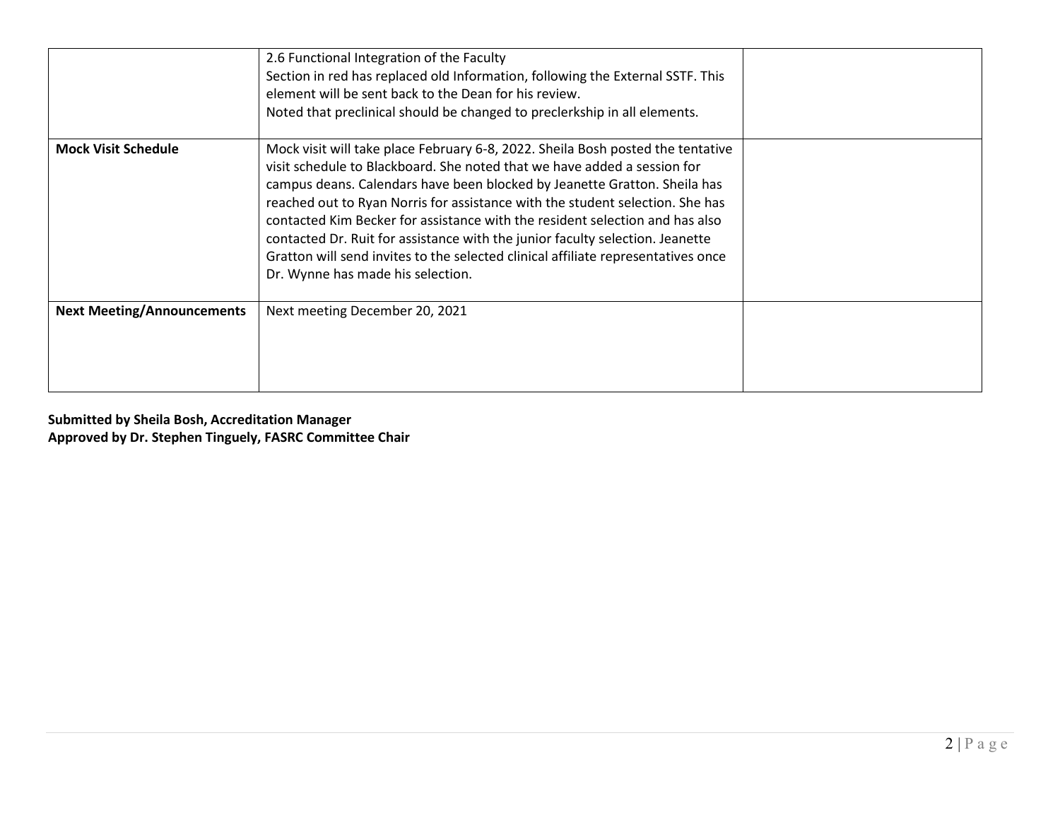| | | |
|---|---|---|
| | 2.6 Functional Integration of the Faculty<br>Section in red has replaced old Information, following the External SSTF. This element will be sent back to the Dean for his review.<br>Noted that preclinical should be changed to preclerkship in all elements. | |
| **Mock Visit Schedule** | Mock visit will take place February 6-8, 2022. Sheila Bosh posted the tentative visit schedule to Blackboard. She noted that we have added a session for campus deans. Calendars have been blocked by Jeanette Gratton. Sheila has reached out to Ryan Norris for assistance with the student selection. She has contacted Kim Becker for assistance with the resident selection and has also contacted Dr. Ruit for assistance with the junior faculty selection. Jeanette Gratton will send invites to the selected clinical affiliate representatives once Dr. Wynne has made his selection. | |
| **Next Meeting/Announcements** | Next meeting December 20, 2021 | |

**Submitted by Sheila Bosh, Accreditation Manager**
**Approved by Dr. Stephen Tinguely, FASRC Committee Chair**